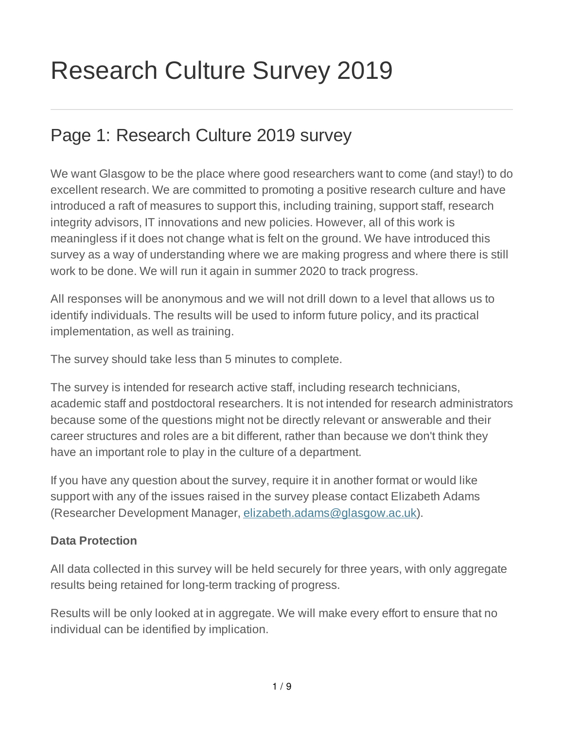# Research Culture Survey 2019

## Page 1: Research Culture 2019 survey

We want Glasgow to be the place where good researchers want to come (and stay!) to do excellent research. We are committed to promoting a positive research culture and have introduced a raft of measures to support this, including training, support staff, research integrity advisors, IT innovations and new policies. However, all of this work is meaningless if it does not change what is felt on the ground. We have introduced this survey as a way of understanding where we are making progress and where there is still work to be done. We will run it again in summer 2020 to track progress.

All responses will be anonymous and we will not drill down to a level that allows us to identify individuals. The results will be used to inform future policy, and its practical implementation, as well as training.

The survey should take less than 5 minutes to complete.

The survey is intended for research active staff, including research technicians, academic staff and postdoctoral researchers. It is not intended for research administrators because some of the questions might not be directly relevant or answerable and their career structures and roles are a bit different, rather than because we don't think they have an important role to play in the culture of a department.

If you have any question about the survey, require it in another format or would like support with any of the issues raised in the survey please contact Elizabeth Adams (Researcher Development Manager, elizabeth.adams@glasgow.ac.uk).

**Data Protection**

All data collected in this survey will be held securely for three years, with only aggregate results being retained for long-term tracking of progress.

Results will be only looked at in aggregate. We will make every effort to ensure that no individual can be identified by implication.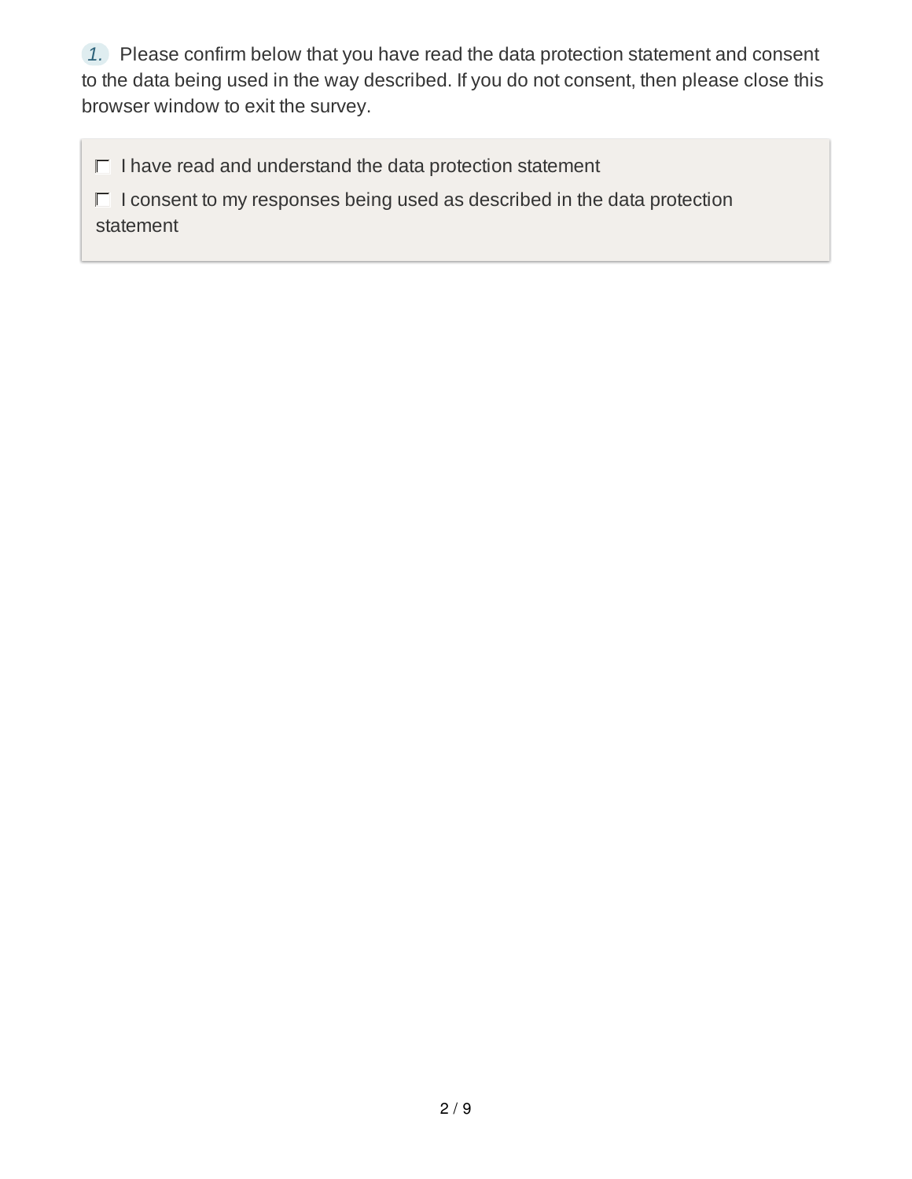1. Please confirm below that you have read the data protection statement and consent to the data being used in the way described. If you do not consent, then please close this browser window to exit the survey.

- [ ] I have read and understand the data protection statement
- [ ] I consent to my responses being used as described in the data protection statement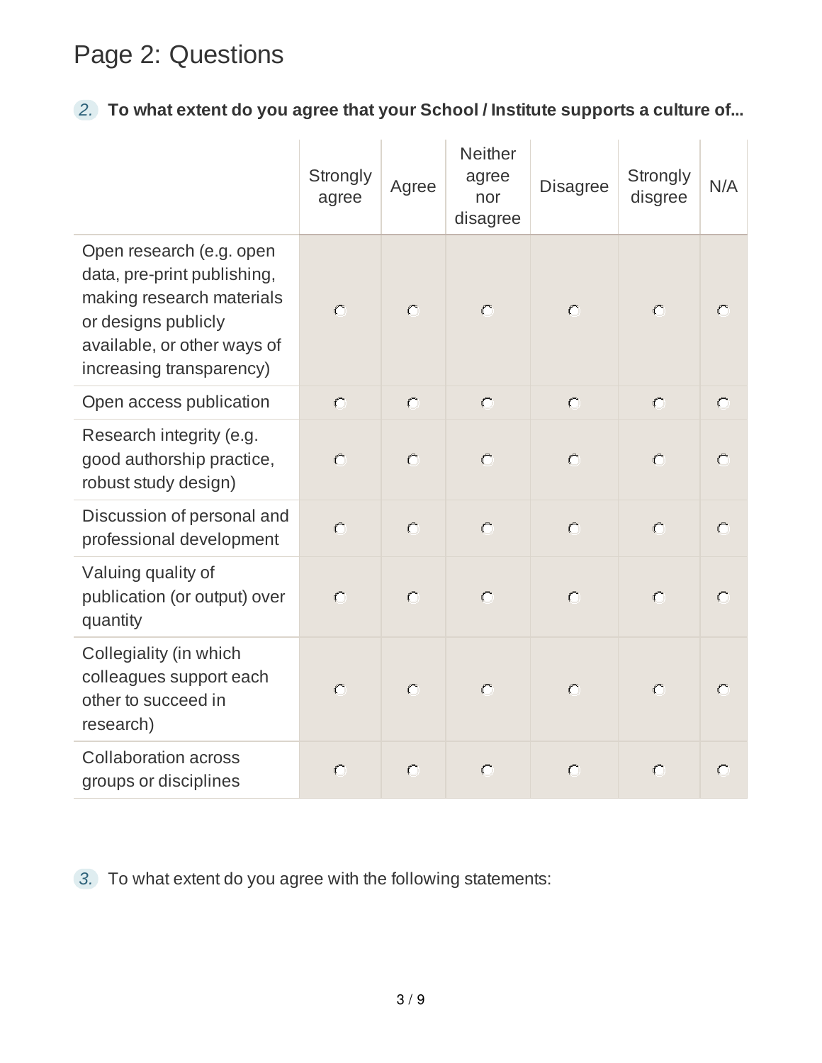# Page 2: Questions

2. **To what extent do you agree that your School / Institute supports a culture of...**

| | Strongly agree | Agree | Neither agree nor disagree | Disagree | Strongly disgree | N/A |
|---|---|---|---|---|---|---|
| Open research (e.g. open data, pre-print publishing, making research materials or designs publicly available, or other ways of increasing transparency) | ○ | ○ | ○ | ○ | ○ | ○ |
| Open access publication | ○ | ○ | ○ | ○ | ○ | ○ |
| Research integrity (e.g. good authorship practice, robust study design) | ○ | ○ | ○ | ○ | ○ | ○ |
| Discussion of personal and professional development | ○ | ○ | ○ | ○ | ○ | ○ |
| Valuing quality of publication (or output) over quantity | ○ | ○ | ○ | ○ | ○ | ○ |
| Collegiality (in which colleagues support each other to succeed in research) | ○ | ○ | ○ | ○ | ○ | ○ |
| Collaboration across groups or disciplines | ○ | ○ | ○ | ○ | ○ | ○ |

3. To what extent do you agree with the following statements: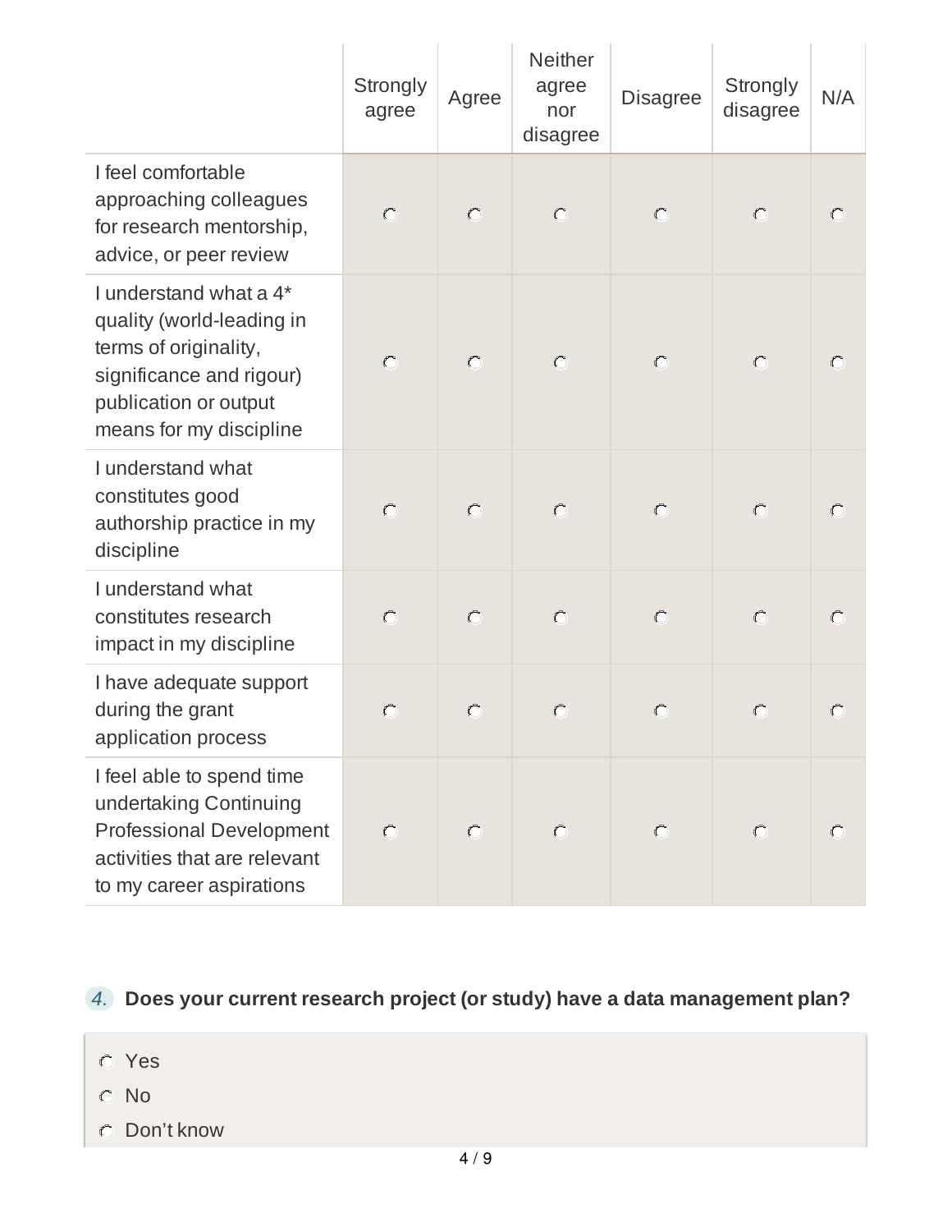| | Strongly agree | Agree | Neither agree nor disagree | Disagree | Strongly disagree | N/A |
|---|---|---|---|---|---|---|
| I feel comfortable approaching colleagues for research mentorship, advice, or peer review | ○ | ○ | ○ | ○ | ○ | ○ |
| I understand what a 4* quality (world-leading in terms of originality, significance and rigour) publication or output means for my discipline | ○ | ○ | ○ | ○ | ○ | ○ |
| I understand what constitutes good authorship practice in my discipline | ○ | ○ | ○ | ○ | ○ | ○ |
| I understand what constitutes research impact in my discipline | ○ | ○ | ○ | ○ | ○ | ○ |
| I have adequate support during the grant application process | ○ | ○ | ○ | ○ | ○ | ○ |
| I feel able to spend time undertaking Continuing Professional Development activities that are relevant to my career aspirations | ○ | ○ | ○ | ○ | ○ | ○ |

*4.* **Does your current research project (or study) have a data management plan?**

- ○ Yes
- ○ No
- ○ Don’t know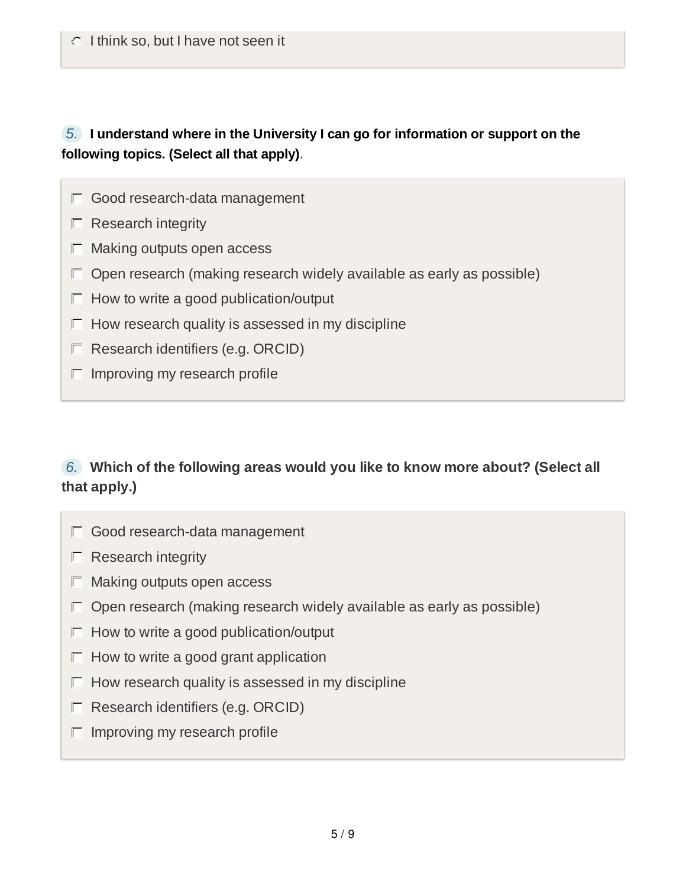- [ ] I think so, but I have not seen it

**5. I understand where in the University I can go for information or support on the following topics. (Select all that apply)**.

- [ ] Good research-data management
- [ ] Research integrity
- [ ] Making outputs open access
- [ ] Open research (making research widely available as early as possible)
- [ ] How to write a good publication/output
- [ ] How research quality is assessed in my discipline
- [ ] Research identifiers (e.g. ORCID)
- [ ] Improving my research profile

**6. Which of the following areas would you like to know more about? (Select all that apply.)**

- [ ] Good research-data management
- [ ] Research integrity
- [ ] Making outputs open access
- [ ] Open research (making research widely available as early as possible)
- [ ] How to write a good publication/output
- [ ] How to write a good grant application
- [ ] How research quality is assessed in my discipline
- [ ] Research identifiers (e.g. ORCID)
- [ ] Improving my research profile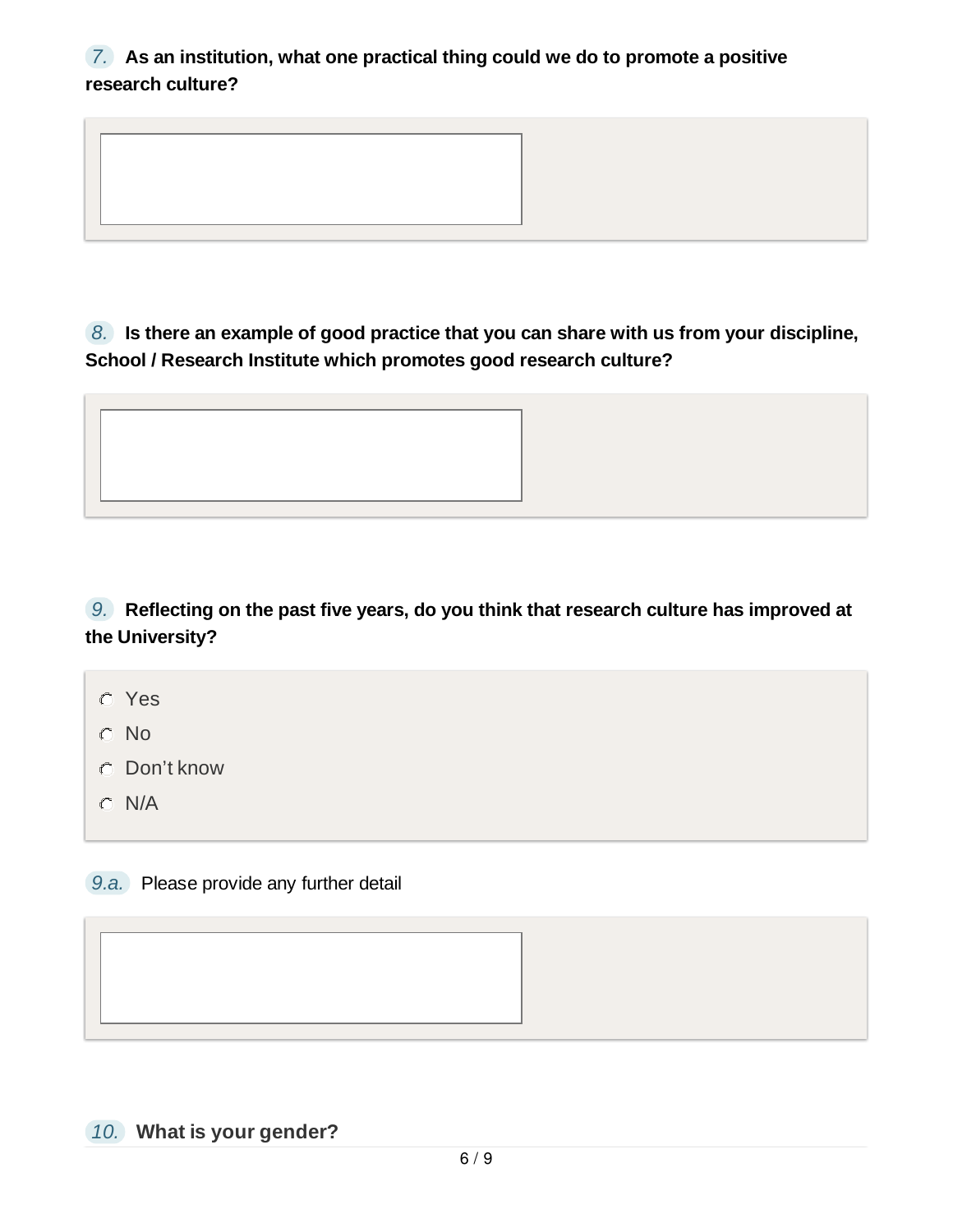**7. As an institution, what one practical thing could we do to promote a positive research culture?**

**8. Is there an example of good practice that you can share with us from your discipline, School / Research Institute which promotes good research culture?**

**9. Reflecting on the past five years, do you think that research culture has improved at the University?**

- Yes
- No
- Don’t know
- N/A

9.a. Please provide any further detail

**10. What is your gender?**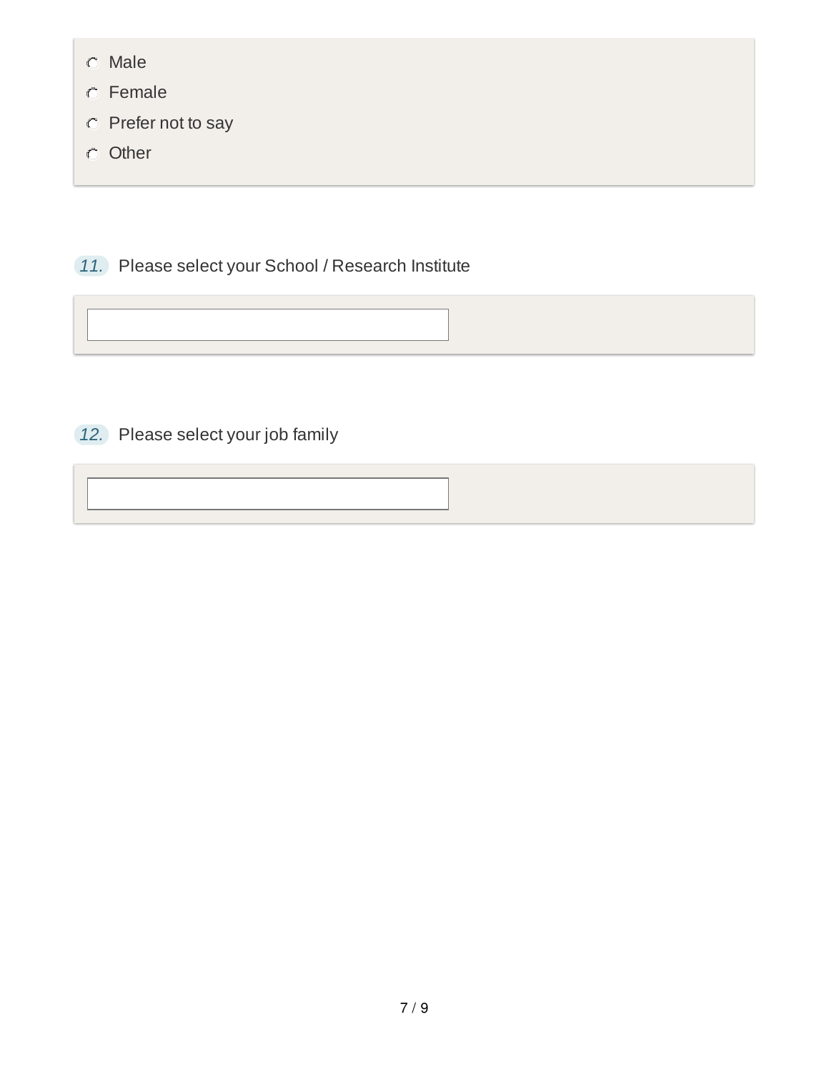- ○ Male
- ○ Female
- ○ Prefer not to say
- ○ Other

11. Please select your School / Research Institute

[ ]

12. Please select your job family

[ ]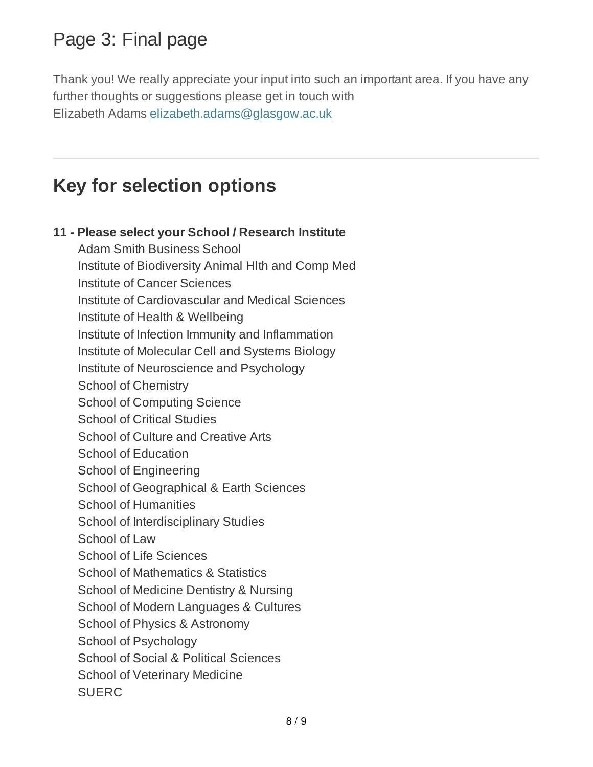# Page 3: Final page

Thank you! We really appreciate your input into such an important area. If you have any further thoughts or suggestions please get in touch with
Elizabeth Adams elizabeth.adams@glasgow.ac.uk

---

## Key for selection options

**11 - Please select your School / Research Institute**

- Adam Smith Business School
- Institute of Biodiversity Animal Hlth and Comp Med
- Institute of Cancer Sciences
- Institute of Cardiovascular and Medical Sciences
- Institute of Health & Wellbeing
- Institute of Infection Immunity and Inflammation
- Institute of Molecular Cell and Systems Biology
- Institute of Neuroscience and Psychology
- School of Chemistry
- School of Computing Science
- School of Critical Studies
- School of Culture and Creative Arts
- School of Education
- School of Engineering
- School of Geographical & Earth Sciences
- School of Humanities
- School of Interdisciplinary Studies
- School of Law
- School of Life Sciences
- School of Mathematics & Statistics
- School of Medicine Dentistry & Nursing
- School of Modern Languages & Cultures
- School of Physics & Astronomy
- School of Psychology
- School of Social & Political Sciences
- School of Veterinary Medicine
- SUERC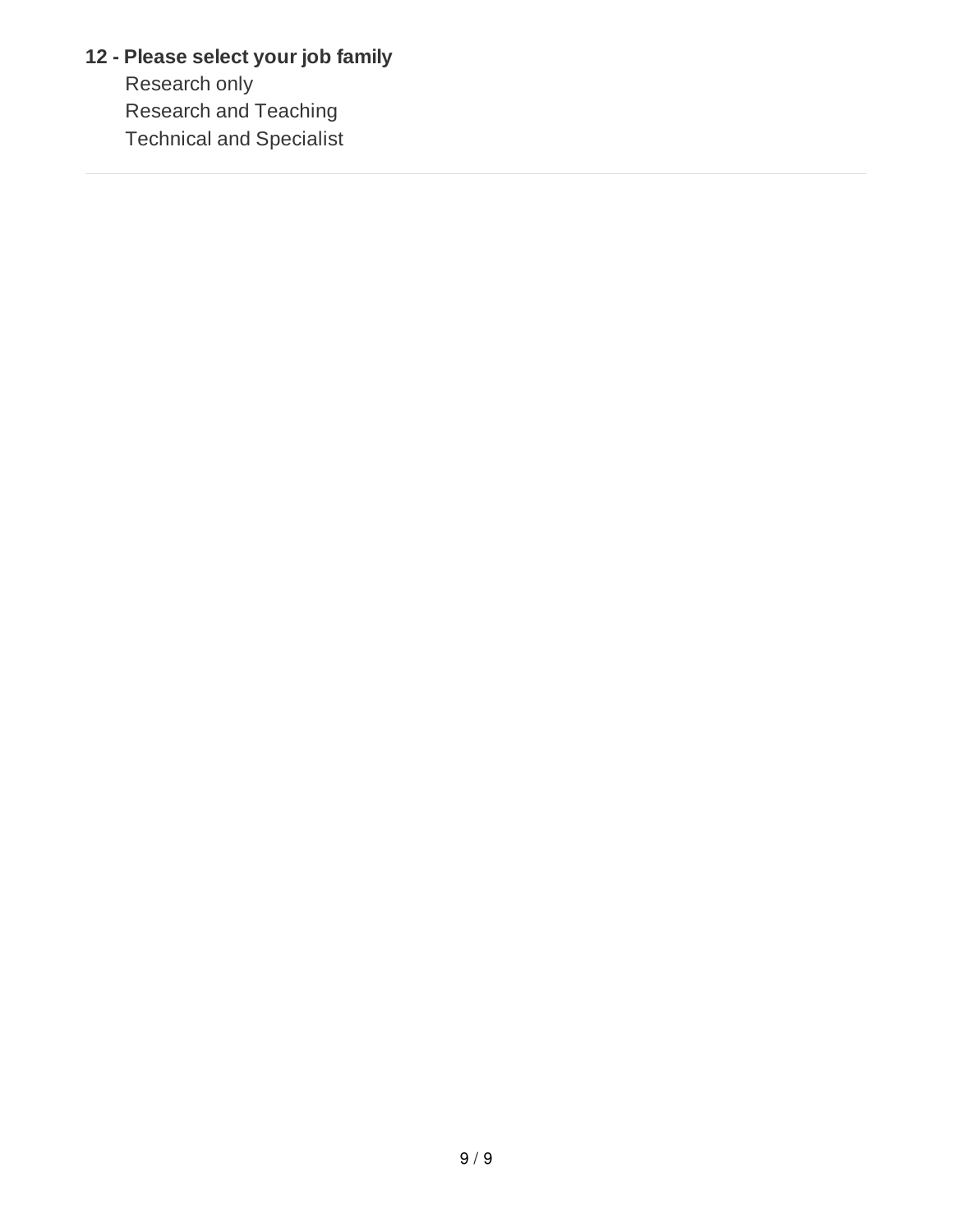**12 - Please select your job family**

Research only

Research and Teaching

Technical and Specialist